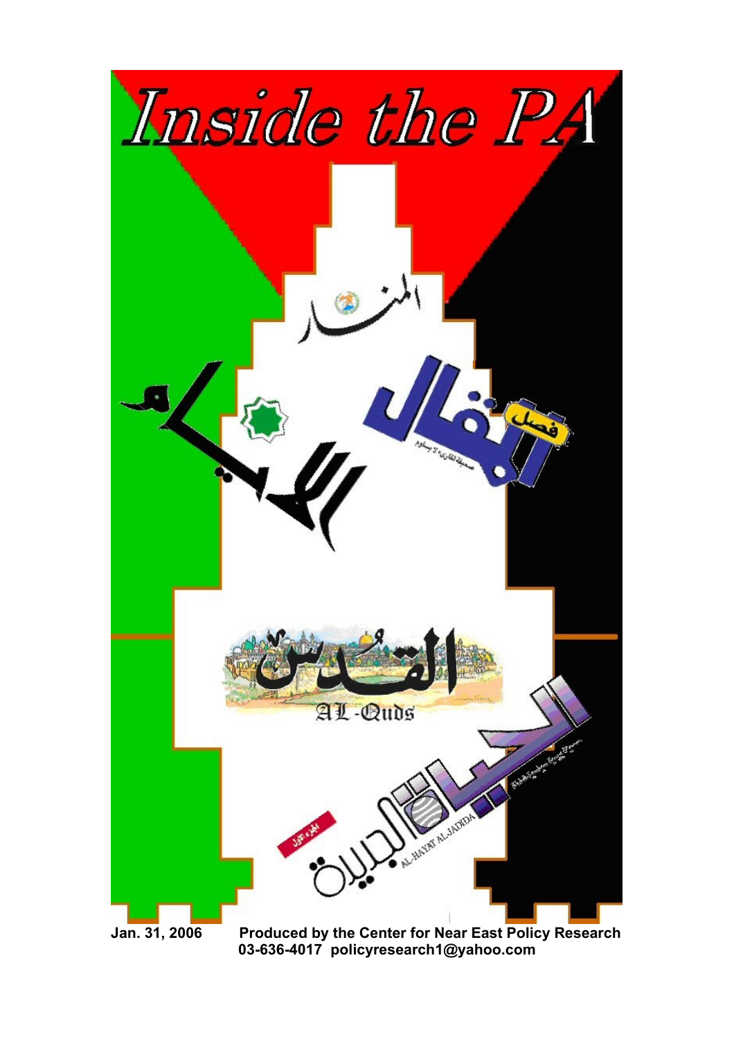# Inside the PA

المنار

الأيام

فصل المقال

القدس

AL-Quds

الحياة الجديدة

AL-HAYAT AL-JADIDA

Jan. 31, 2006 Produced by the Center for Near East Policy Research

03-636-4017 policyresearch1@yahoo.com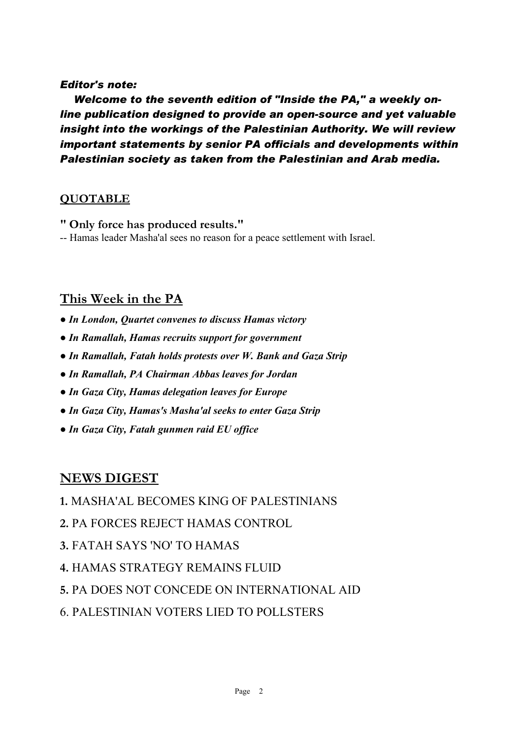*Editor's note:*

*Welcome to the seventh edition of "Inside the PA," a weekly on-line publication designed to provide an open-source and yet valuable insight into the workings of the Palestinian Authority. We will review important statements by senior PA officials and developments within Palestinian society as taken from the Palestinian and Arab media.*

## QUOTABLE

**" Only force has produced results."**

-- Hamas leader Masha'al sees no reason for a peace settlement with Israel.

## This Week in the PA

- ***In London, Quartet convenes to discuss Hamas victory***
- ***In Ramallah, Hamas recruits support for government***
- ***In Ramallah, Fatah holds protests over W. Bank and Gaza Strip***
- ***In Ramallah, PA Chairman Abbas leaves for Jordan***
- ***In Gaza City, Hamas delegation leaves for Europe***
- ***In Gaza City, Hamas's Masha'al seeks to enter Gaza Strip***
- ***In Gaza City, Fatah gunmen raid EU office***

## NEWS DIGEST

**1.** MASHA'AL BECOMES KING OF PALESTINIANS

**2.** PA FORCES REJECT HAMAS CONTROL

**3.** FATAH SAYS 'NO' TO HAMAS

**4.** HAMAS STRATEGY REMAINS FLUID

**5.** PA DOES NOT CONCEDE ON INTERNATIONAL AID

6. PALESTINIAN VOTERS LIED TO POLLSTERS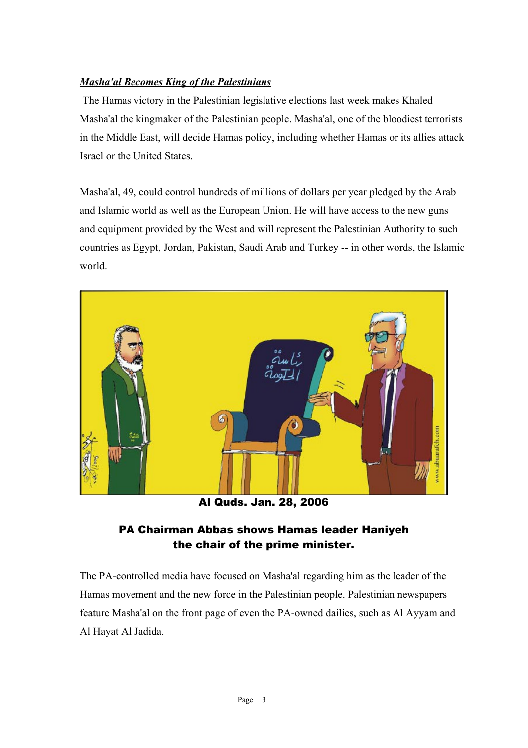***Masha'al Becomes King of the Palestinians***

The Hamas victory in the Palestinian legislative elections last week makes Khaled Masha'al the kingmaker of the Palestinian people. Masha'al, one of the bloodiest terrorists in the Middle East, will decide Hamas policy, including whether Hamas or its allies attack Israel or the United States.

Masha'al, 49, could control hundreds of millions of dollars per year pledged by the Arab and Islamic world as well as the European Union. He will have access to the new guns and equipment provided by the West and will represent the Palestinian Authority to such countries as Egypt, Jordan, Pakistan, Saudi Arab and Turkey -- in other words, the Islamic world.

**Al Quds. Jan. 28, 2006**

**PA Chairman Abbas shows Hamas leader Haniyeh the chair of the prime minister.**

The PA-controlled media have focused on Masha'al regarding him as the leader of the Hamas movement and the new force in the Palestinian people. Palestinian newspapers feature Masha'al on the front page of even the PA-owned dailies, such as Al Ayyam and Al Hayat Al Jadida.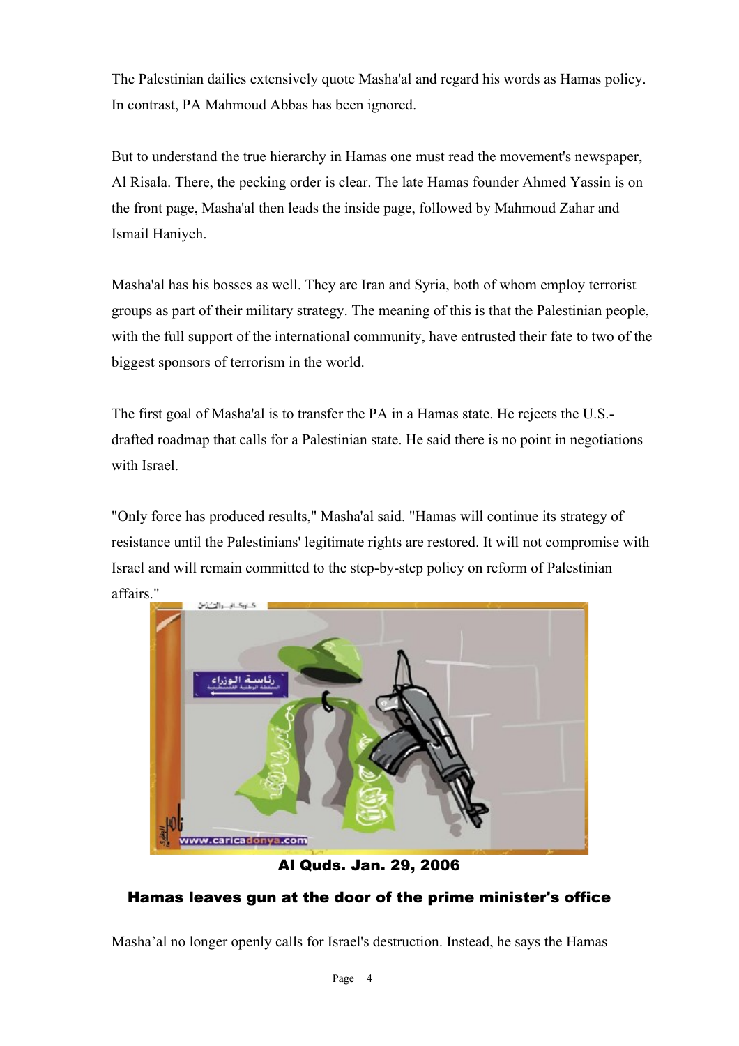The Palestinian dailies extensively quote Masha'al and regard his words as Hamas policy. In contrast, PA Mahmoud Abbas has been ignored.

But to understand the true hierarchy in Hamas one must read the movement's newspaper, Al Risala. There, the pecking order is clear. The late Hamas founder Ahmed Yassin is on the front page, Masha'al then leads the inside page, followed by Mahmoud Zahar and Ismail Haniyeh.

Masha'al has his bosses as well. They are Iran and Syria, both of whom employ terrorist groups as part of their military strategy. The meaning of this is that the Palestinian people, with the full support of the international community, have entrusted their fate to two of the biggest sponsors of terrorism in the world.

The first goal of Masha'al is to transfer the PA in a Hamas state. He rejects the U.S.-drafted roadmap that calls for a Palestinian state. He said there is no point in negotiations with Israel.

"Only force has produced results," Masha'al said. "Hamas will continue its strategy of resistance until the Palestinians' legitimate rights are restored. It will not compromise with Israel and will remain committed to the step-by-step policy on reform of Palestinian affairs."

**Al Quds. Jan. 29, 2006**

**Hamas leaves gun at the door of the prime minister's office**

Masha'al no longer openly calls for Israel's destruction. Instead, he says the Hamas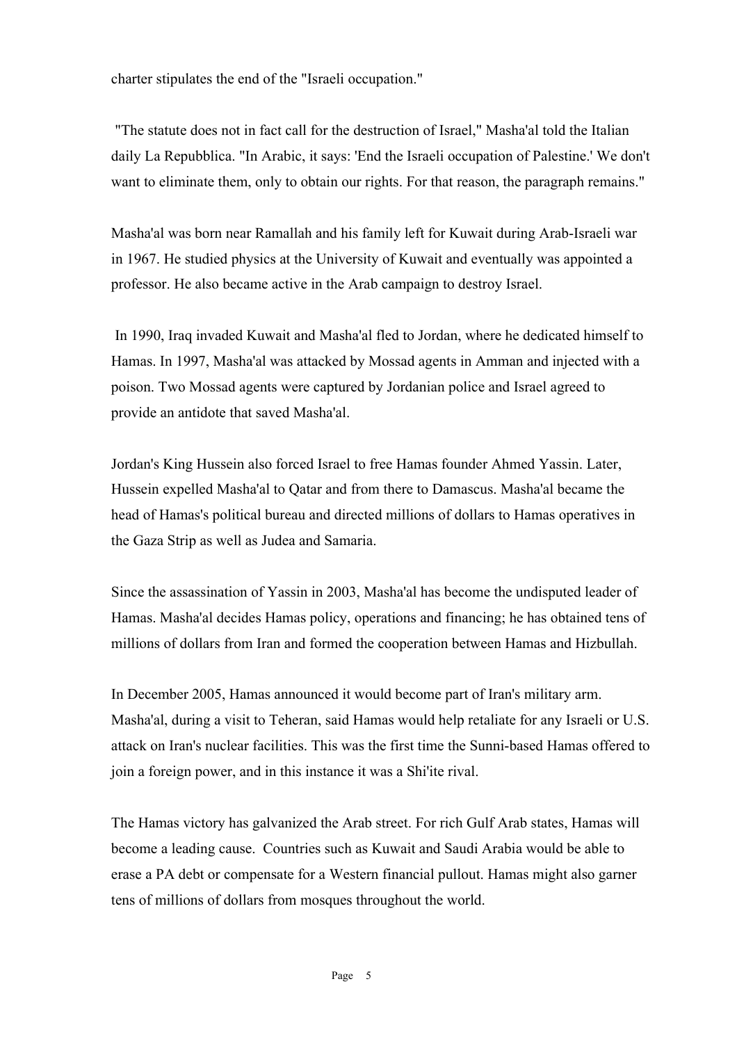charter stipulates the end of the "Israeli occupation."

"The statute does not in fact call for the destruction of Israel," Masha'al told the Italian daily La Repubblica. "In Arabic, it says: 'End the Israeli occupation of Palestine.' We don't want to eliminate them, only to obtain our rights. For that reason, the paragraph remains."

Masha'al was born near Ramallah and his family left for Kuwait during Arab-Israeli war in 1967. He studied physics at the University of Kuwait and eventually was appointed a professor. He also became active in the Arab campaign to destroy Israel.

In 1990, Iraq invaded Kuwait and Masha'al fled to Jordan, where he dedicated himself to Hamas. In 1997, Masha'al was attacked by Mossad agents in Amman and injected with a poison. Two Mossad agents were captured by Jordanian police and Israel agreed to provide an antidote that saved Masha'al.

Jordan's King Hussein also forced Israel to free Hamas founder Ahmed Yassin. Later, Hussein expelled Masha'al to Qatar and from there to Damascus. Masha'al became the head of Hamas's political bureau and directed millions of dollars to Hamas operatives in the Gaza Strip as well as Judea and Samaria.

Since the assassination of Yassin in 2003, Masha'al has become the undisputed leader of Hamas. Masha'al decides Hamas policy, operations and financing; he has obtained tens of millions of dollars from Iran and formed the cooperation between Hamas and Hizbullah.

In December 2005, Hamas announced it would become part of Iran's military arm. Masha'al, during a visit to Teheran, said Hamas would help retaliate for any Israeli or U.S. attack on Iran's nuclear facilities. This was the first time the Sunni-based Hamas offered to join a foreign power, and in this instance it was a Shi'ite rival.

The Hamas victory has galvanized the Arab street. For rich Gulf Arab states, Hamas will become a leading cause. Countries such as Kuwait and Saudi Arabia would be able to erase a PA debt or compensate for a Western financial pullout. Hamas might also garner tens of millions of dollars from mosques throughout the world.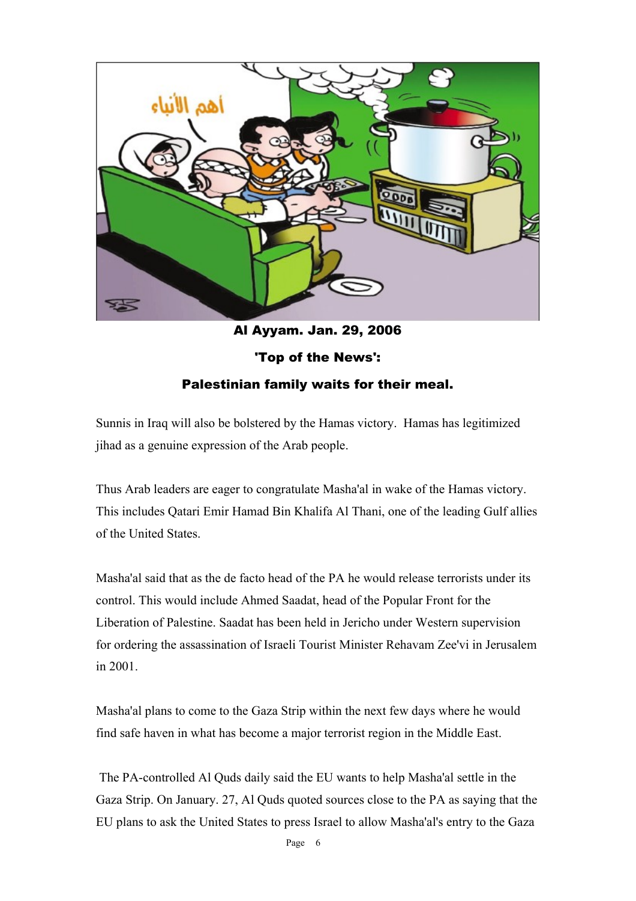**Al Ayyam. Jan. 29, 2006**

**'Top of the News':**

**Palestinian family waits for their meal.**

Sunnis in Iraq will also be bolstered by the Hamas victory. Hamas has legitimized jihad as a genuine expression of the Arab people.

Thus Arab leaders are eager to congratulate Masha'al in wake of the Hamas victory. This includes Qatari Emir Hamad Bin Khalifa Al Thani, one of the leading Gulf allies of the United States.

Masha'al said that as the de facto head of the PA he would release terrorists under its control. This would include Ahmed Saadat, head of the Popular Front for the Liberation of Palestine. Saadat has been held in Jericho under Western supervision for ordering the assassination of Israeli Tourist Minister Rehavam Zee'vi in Jerusalem in 2001.

Masha'al plans to come to the Gaza Strip within the next few days where he would find safe haven in what has become a major terrorist region in the Middle East.

The PA-controlled Al Quds daily said the EU wants to help Masha'al settle in the Gaza Strip. On January. 27, Al Quds quoted sources close to the PA as saying that the EU plans to ask the United States to press Israel to allow Masha'al's entry to the Gaza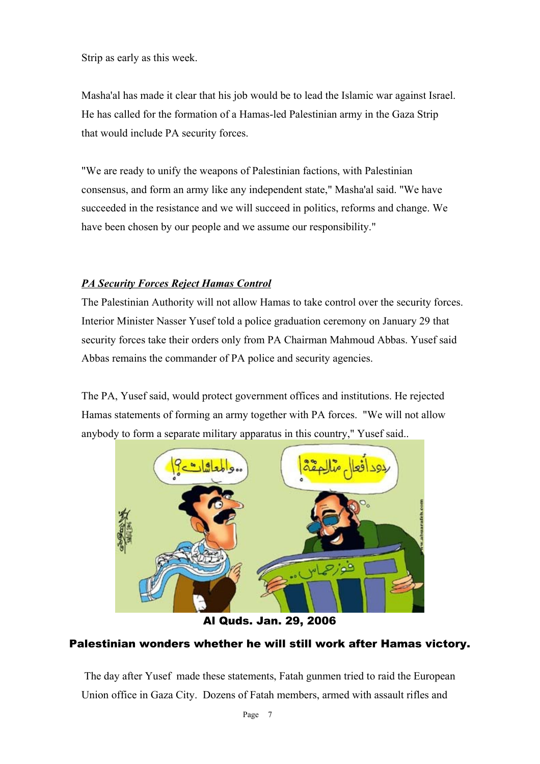Strip as early as this week.

Masha'al has made it clear that his job would be to lead the Islamic war against Israel. He has called for the formation of a Hamas-led Palestinian army in the Gaza Strip that would include PA security forces.

"We are ready to unify the weapons of Palestinian factions, with Palestinian consensus, and form an army like any independent state," Masha'al said. "We have succeeded in the resistance and we will succeed in politics, reforms and change. We have been chosen by our people and we assume our responsibility."

***PA Security Forces Reject Hamas Control***

The Palestinian Authority will not allow Hamas to take control over the security forces. Interior Minister Nasser Yusef told a police graduation ceremony on January 29 that security forces take their orders only from PA Chairman Mahmoud Abbas. Yusef said Abbas remains the commander of PA police and security agencies.

The PA, Yusef said, would protect government offices and institutions. He rejected Hamas statements of forming an army together with PA forces. "We will not allow anybody to form a separate military apparatus in this country," Yusef said..

**Al Quds. Jan. 29, 2006**

**Palestinian wonders whether he will still work after Hamas victory.**

The day after Yusef made these statements, Fatah gunmen tried to raid the European Union office in Gaza City. Dozens of Fatah members, armed with assault rifles and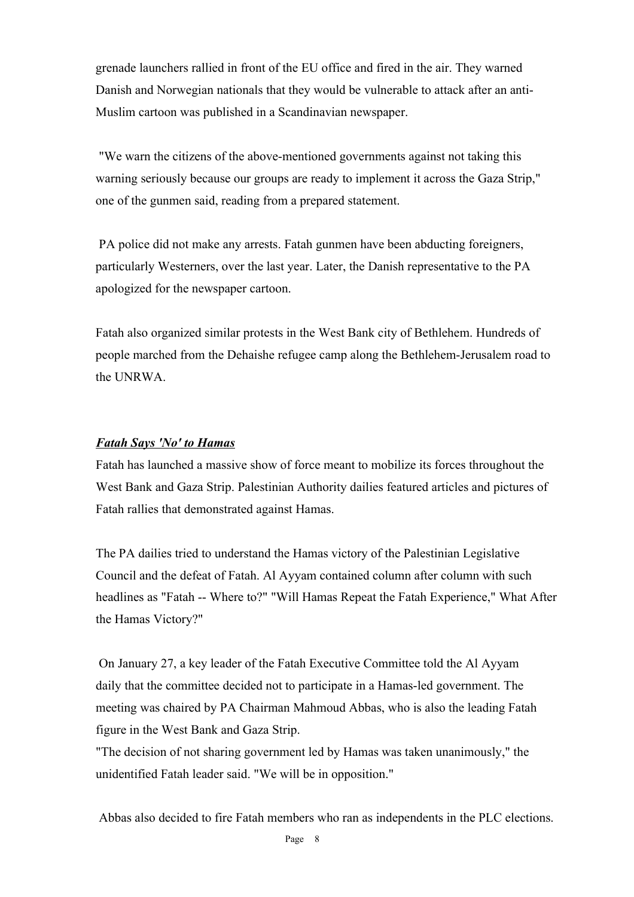grenade launchers rallied in front of the EU office and fired in the air. They warned Danish and Norwegian nationals that they would be vulnerable to attack after an anti-Muslim cartoon was published in a Scandinavian newspaper.

"We warn the citizens of the above-mentioned governments against not taking this warning seriously because our groups are ready to implement it across the Gaza Strip," one of the gunmen said, reading from a prepared statement.

PA police did not make any arrests. Fatah gunmen have been abducting foreigners, particularly Westerners, over the last year. Later, the Danish representative to the PA apologized for the newspaper cartoon.

Fatah also organized similar protests in the West Bank city of Bethlehem. Hundreds of people marched from the Dehaishe refugee camp along the Bethlehem-Jerusalem road to the UNRWA.

***Fatah Says 'No' to Hamas***

Fatah has launched a massive show of force meant to mobilize its forces throughout the West Bank and Gaza Strip. Palestinian Authority dailies featured articles and pictures of Fatah rallies that demonstrated against Hamas.

The PA dailies tried to understand the Hamas victory of the Palestinian Legislative Council and the defeat of Fatah. Al Ayyam contained column after column with such headlines as "Fatah -- Where to?" "Will Hamas Repeat the Fatah Experience," What After the Hamas Victory?"

On January 27, a key leader of the Fatah Executive Committee told the Al Ayyam daily that the committee decided not to participate in a Hamas-led government. The meeting was chaired by PA Chairman Mahmoud Abbas, who is also the leading Fatah figure in the West Bank and Gaza Strip.

"The decision of not sharing government led by Hamas was taken unanimously," the unidentified Fatah leader said. "We will be in opposition."

Abbas also decided to fire Fatah members who ran as independents in the PLC elections.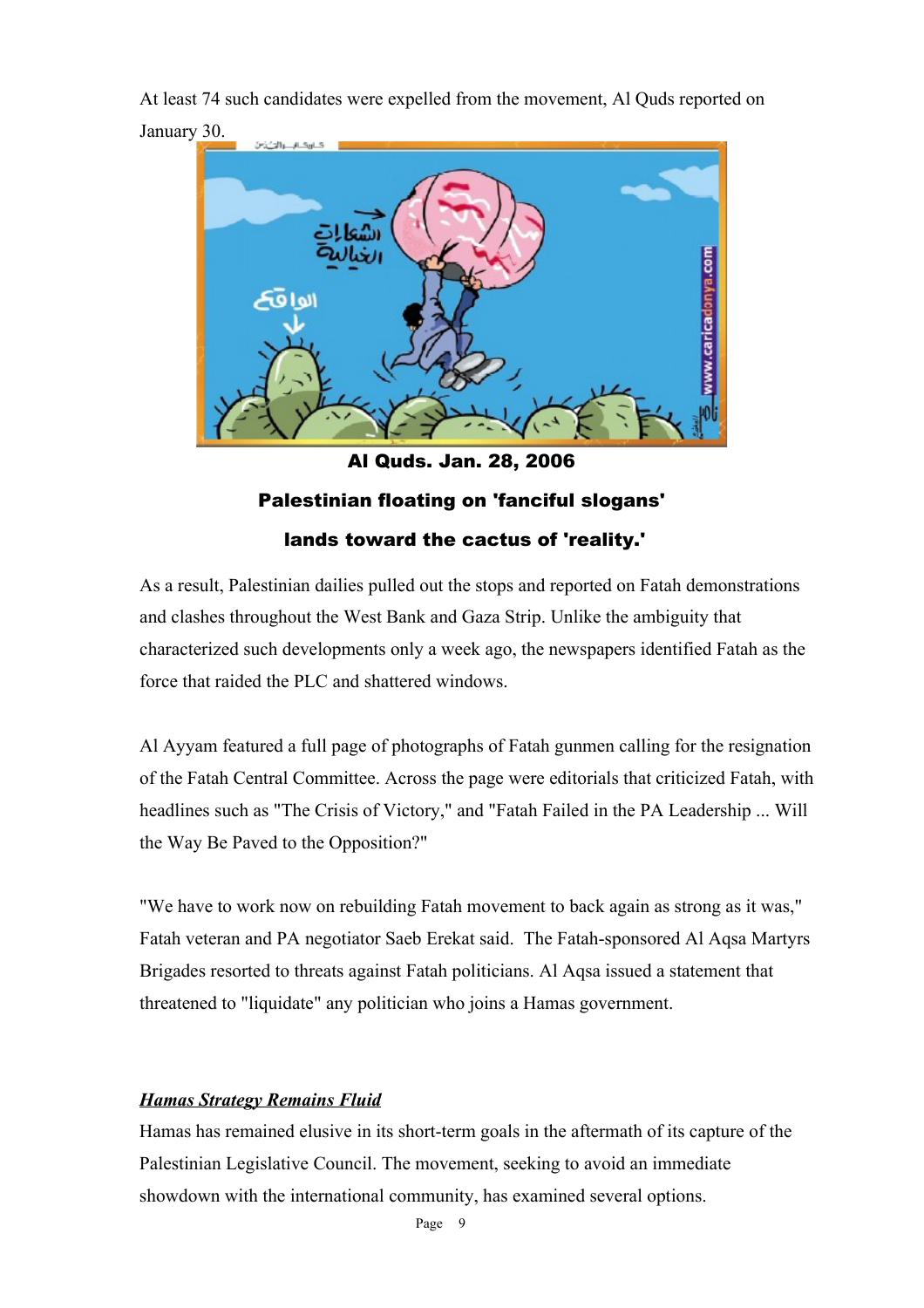At least 74 such candidates were expelled from the movement, Al Quds reported on January 30.

**Al Quds. Jan. 28, 2006**

**Palestinian floating on 'fanciful slogans'**

**lands toward the cactus of 'reality.'**

As a result, Palestinian dailies pulled out the stops and reported on Fatah demonstrations and clashes throughout the West Bank and Gaza Strip. Unlike the ambiguity that characterized such developments only a week ago, the newspapers identified Fatah as the force that raided the PLC and shattered windows.

Al Ayyam featured a full page of photographs of Fatah gunmen calling for the resignation of the Fatah Central Committee. Across the page were editorials that criticized Fatah, with headlines such as "The Crisis of Victory," and "Fatah Failed in the PA Leadership ... Will the Way Be Paved to the Opposition?"

"We have to work now on rebuilding Fatah movement to back again as strong as it was," Fatah veteran and PA negotiator Saeb Erekat said. The Fatah-sponsored Al Aqsa Martyrs Brigades resorted to threats against Fatah politicians. Al Aqsa issued a statement that threatened to "liquidate" any politician who joins a Hamas government.

***Hamas Strategy Remains Fluid***

Hamas has remained elusive in its short-term goals in the aftermath of its capture of the Palestinian Legislative Council. The movement, seeking to avoid an immediate showdown with the international community, has examined several options.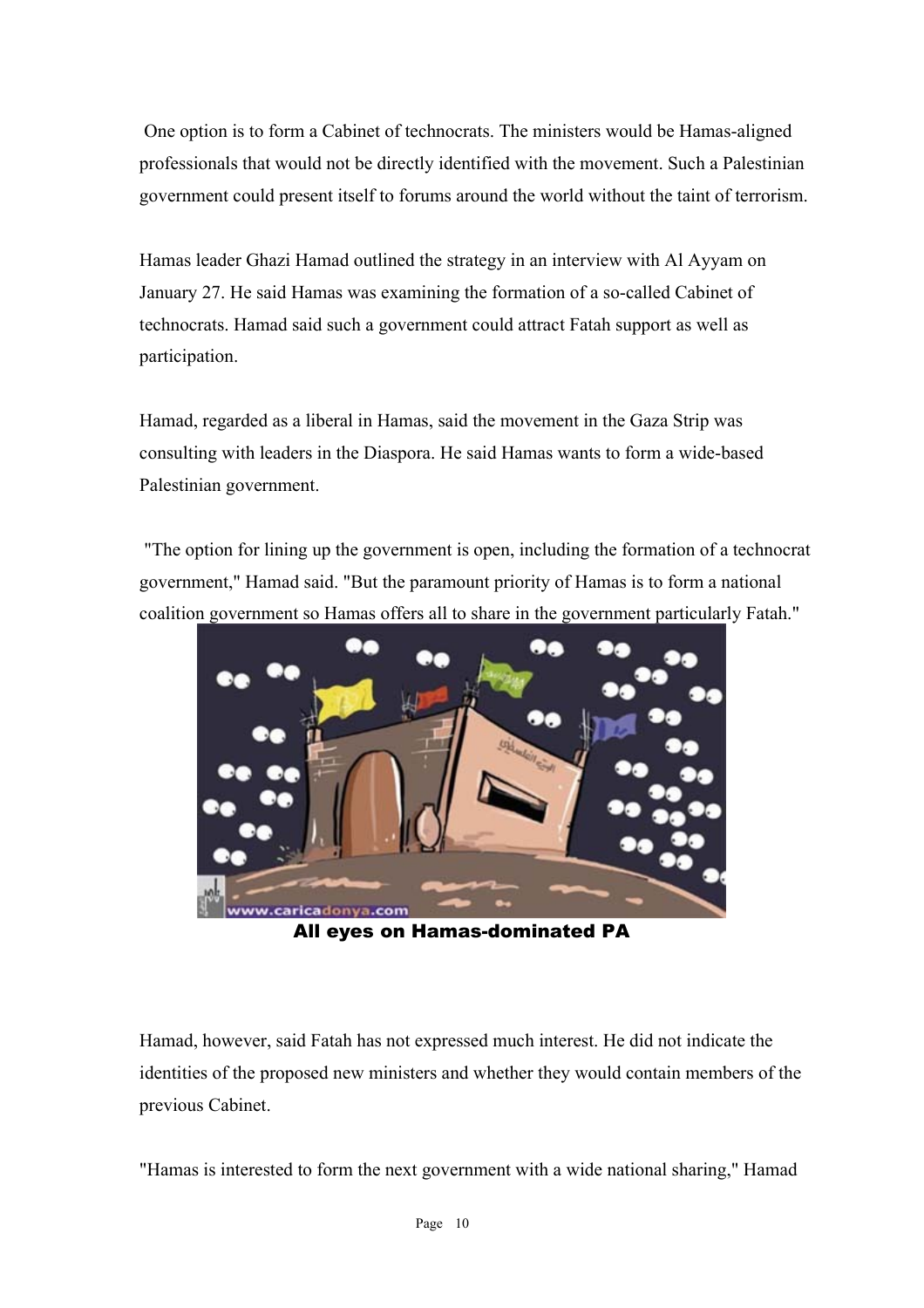One option is to form a Cabinet of technocrats. The ministers would be Hamas-aligned professionals that would not be directly identified with the movement. Such a Palestinian government could present itself to forums around the world without the taint of terrorism.

Hamas leader Ghazi Hamad outlined the strategy in an interview with Al Ayyam on January 27. He said Hamas was examining the formation of a so-called Cabinet of technocrats. Hamad said such a government could attract Fatah support as well as participation.

Hamad, regarded as a liberal in Hamas, said the movement in the Gaza Strip was consulting with leaders in the Diaspora. He said Hamas wants to form a wide-based Palestinian government.

"The option for lining up the government is open, including the formation of a technocrat government," Hamad said. "But the paramount priority of Hamas is to form a national coalition government so Hamas offers all to share in the government particularly Fatah."

**All eyes on Hamas-dominated PA**

Hamad, however, said Fatah has not expressed much interest. He did not indicate the identities of the proposed new ministers and whether they would contain members of the previous Cabinet.

"Hamas is interested to form the next government with a wide national sharing," Hamad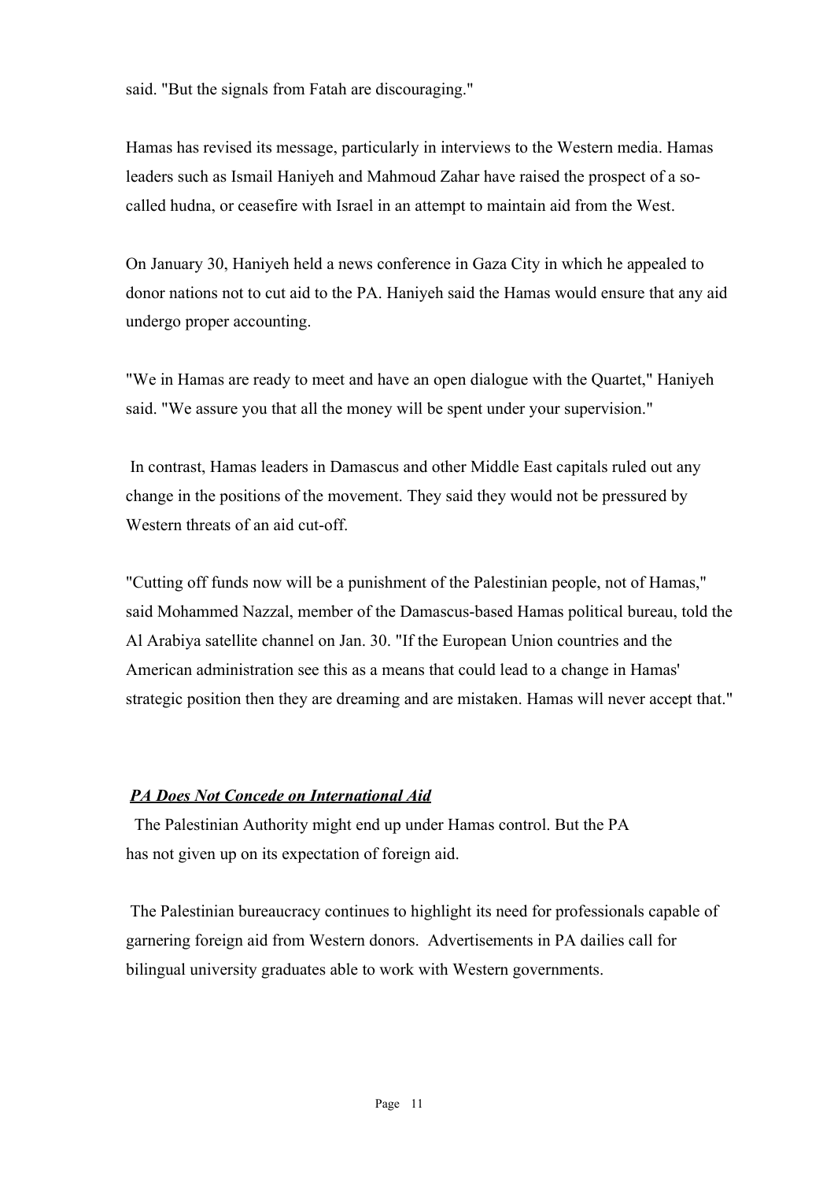said. "But the signals from Fatah are discouraging."

Hamas has revised its message, particularly in interviews to the Western media. Hamas leaders such as Ismail Haniyeh and Mahmoud Zahar have raised the prospect of a so-called hudna, or ceasefire with Israel in an attempt to maintain aid from the West.

On January 30, Haniyeh held a news conference in Gaza City in which he appealed to donor nations not to cut aid to the PA. Haniyeh said the Hamas would ensure that any aid undergo proper accounting.

"We in Hamas are ready to meet and have an open dialogue with the Quartet," Haniyeh said. "We assure you that all the money will be spent under your supervision."

In contrast, Hamas leaders in Damascus and other Middle East capitals ruled out any change in the positions of the movement. They said they would not be pressured by Western threats of an aid cut-off.

"Cutting off funds now will be a punishment of the Palestinian people, not of Hamas," said Mohammed Nazzal, member of the Damascus-based Hamas political bureau, told the Al Arabiya satellite channel on Jan. 30. "If the European Union countries and the American administration see this as a means that could lead to a change in Hamas' strategic position then they are dreaming and are mistaken. Hamas will never accept that."

***PA Does Not Concede on International Aid***

The Palestinian Authority might end up under Hamas control. But the PA has not given up on its expectation of foreign aid.

The Palestinian bureaucracy continues to highlight its need for professionals capable of garnering foreign aid from Western donors. Advertisements in PA dailies call for bilingual university graduates able to work with Western governments.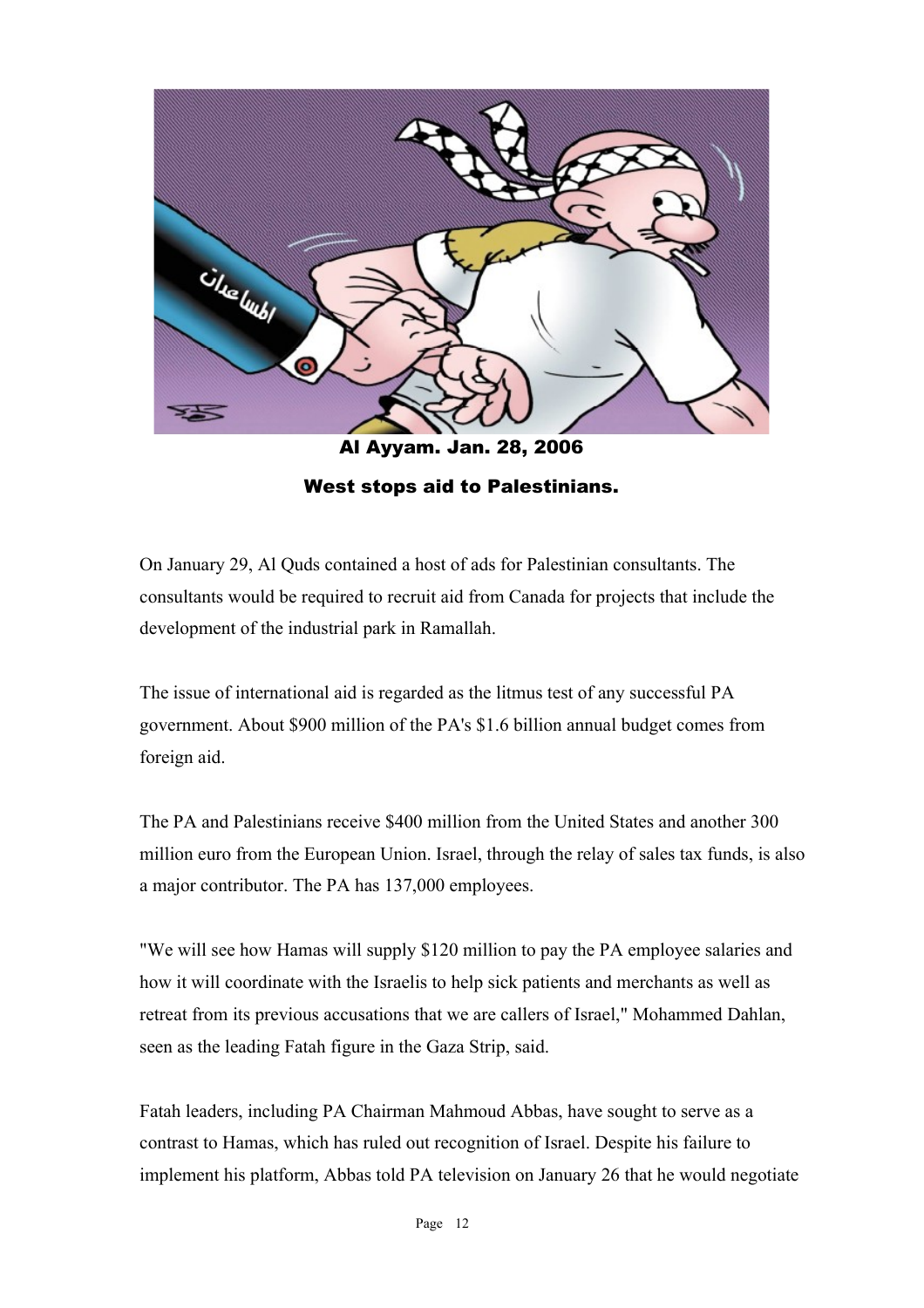**Al Ayyam. Jan. 28, 2006**

**West stops aid to Palestinians.**

On January 29, Al Quds contained a host of ads for Palestinian consultants. The consultants would be required to recruit aid from Canada for projects that include the development of the industrial park in Ramallah.

The issue of international aid is regarded as the litmus test of any successful PA government. About $900 million of the PA's $1.6 billion annual budget comes from foreign aid.

The PA and Palestinians receive $400 million from the United States and another 300 million euro from the European Union. Israel, through the relay of sales tax funds, is also a major contributor. The PA has 137,000 employees.

"We will see how Hamas will supply $120 million to pay the PA employee salaries and how it will coordinate with the Israelis to help sick patients and merchants as well as retreat from its previous accusations that we are callers of Israel," Mohammed Dahlan, seen as the leading Fatah figure in the Gaza Strip, said.

Fatah leaders, including PA Chairman Mahmoud Abbas, have sought to serve as a contrast to Hamas, which has ruled out recognition of Israel. Despite his failure to implement his platform, Abbas told PA television on January 26 that he would negotiate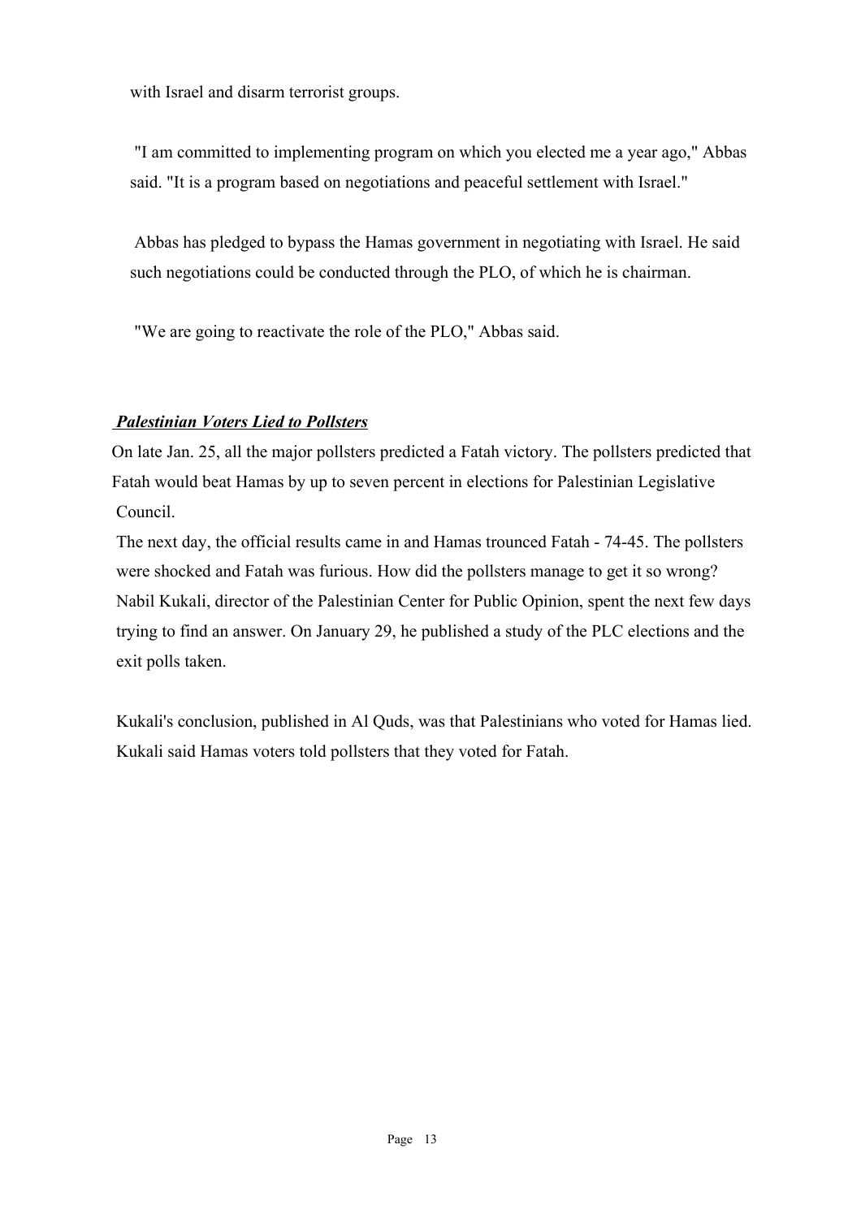with Israel and disarm terrorist groups.

"I am committed to implementing program on which you elected me a year ago," Abbas said. "It is a program based on negotiations and peaceful settlement with Israel."

Abbas has pledged to bypass the Hamas government in negotiating with Israel. He said such negotiations could be conducted through the PLO, of which he is chairman.

"We are going to reactivate the role of the PLO," Abbas said.

***Palestinian Voters Lied to Pollsters***

On late Jan. 25, all the major pollsters predicted a Fatah victory. The pollsters predicted that Fatah would beat Hamas by up to seven percent in elections for Palestinian Legislative Council.

The next day, the official results came in and Hamas trounced Fatah - 74-45. The pollsters were shocked and Fatah was furious. How did the pollsters manage to get it so wrong? Nabil Kukali, director of the Palestinian Center for Public Opinion, spent the next few days trying to find an answer. On January 29, he published a study of the PLC elections and the exit polls taken.

Kukali's conclusion, published in Al Quds, was that Palestinians who voted for Hamas lied. Kukali said Hamas voters told pollsters that they voted for Fatah.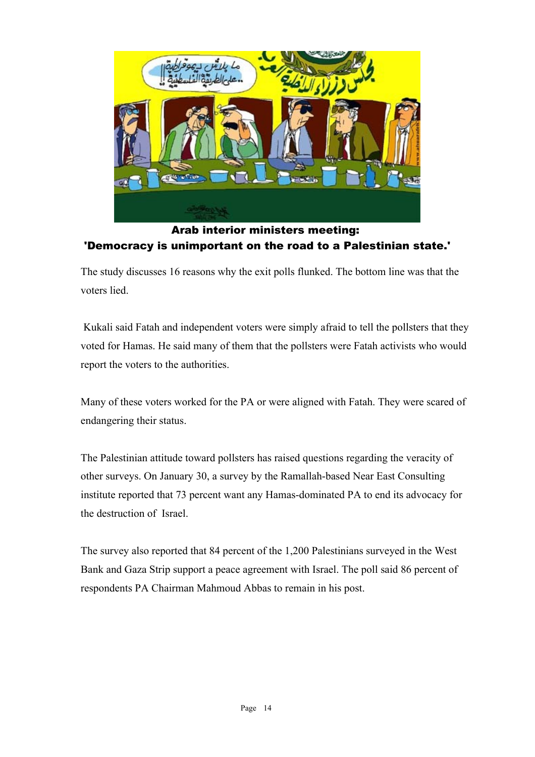**Arab interior ministers meeting:**
**'Democracy is unimportant on the road to a Palestinian state.'**

The study discusses 16 reasons why the exit polls flunked. The bottom line was that the voters lied.

Kukali said Fatah and independent voters were simply afraid to tell the pollsters that they voted for Hamas. He said many of them that the pollsters were Fatah activists who would report the voters to the authorities.

Many of these voters worked for the PA or were aligned with Fatah. They were scared of endangering their status.

The Palestinian attitude toward pollsters has raised questions regarding the veracity of other surveys. On January 30, a survey by the Ramallah-based Near East Consulting institute reported that 73 percent want any Hamas-dominated PA to end its advocacy for the destruction of Israel.

The survey also reported that 84 percent of the 1,200 Palestinians surveyed in the West Bank and Gaza Strip support a peace agreement with Israel. The poll said 86 percent of respondents PA Chairman Mahmoud Abbas to remain in his post.